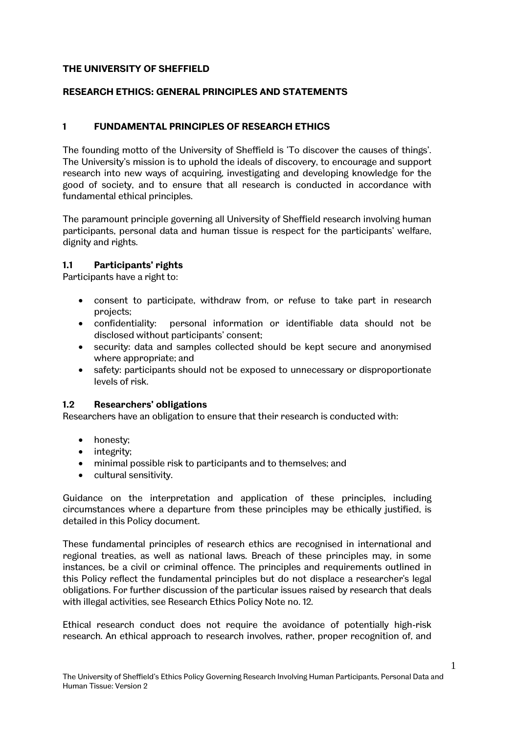**THE UNIVERSITY OF SHEFFIELD**

**RESEARCH ETHICS: GENERAL PRINCIPLES AND STATEMENTS**

## 1 FUNDAMENTAL PRINCIPLES OF RESEARCH ETHICS

The founding motto of the University of Sheffield is 'To discover the causes of things'. The University's mission is to uphold the ideals of discovery, to encourage and support research into new ways of acquiring, investigating and developing knowledge for the good of society, and to ensure that all research is conducted in accordance with fundamental ethical principles.

The paramount principle governing all University of Sheffield research involving human participants, personal data and human tissue is respect for the participants' welfare, dignity and rights.

### 1.1 Participants' rights

Participants have a right to:

- consent to participate, withdraw from, or refuse to take part in research projects;
- confidentiality: personal information or identifiable data should not be disclosed without participants' consent;
- security: data and samples collected should be kept secure and anonymised where appropriate; and
- safety: participants should not be exposed to unnecessary or disproportionate levels of risk.

### 1.2 Researchers' obligations

Researchers have an obligation to ensure that their research is conducted with:

- honesty;
- integrity;
- minimal possible risk to participants and to themselves; and
- cultural sensitivity.

Guidance on the interpretation and application of these principles, including circumstances where a departure from these principles may be ethically justified, is detailed in this Policy document.

These fundamental principles of research ethics are recognised in international and regional treaties, as well as national laws. Breach of these principles may, in some instances, be a civil or criminal offence. The principles and requirements outlined in this Policy reflect the fundamental principles but do not displace a researcher's legal obligations. For further discussion of the particular issues raised by research that deals with illegal activities, see Research Ethics Policy Note no. 12.

Ethical research conduct does not require the avoidance of potentially high-risk research. An ethical approach to research involves, rather, proper recognition of, and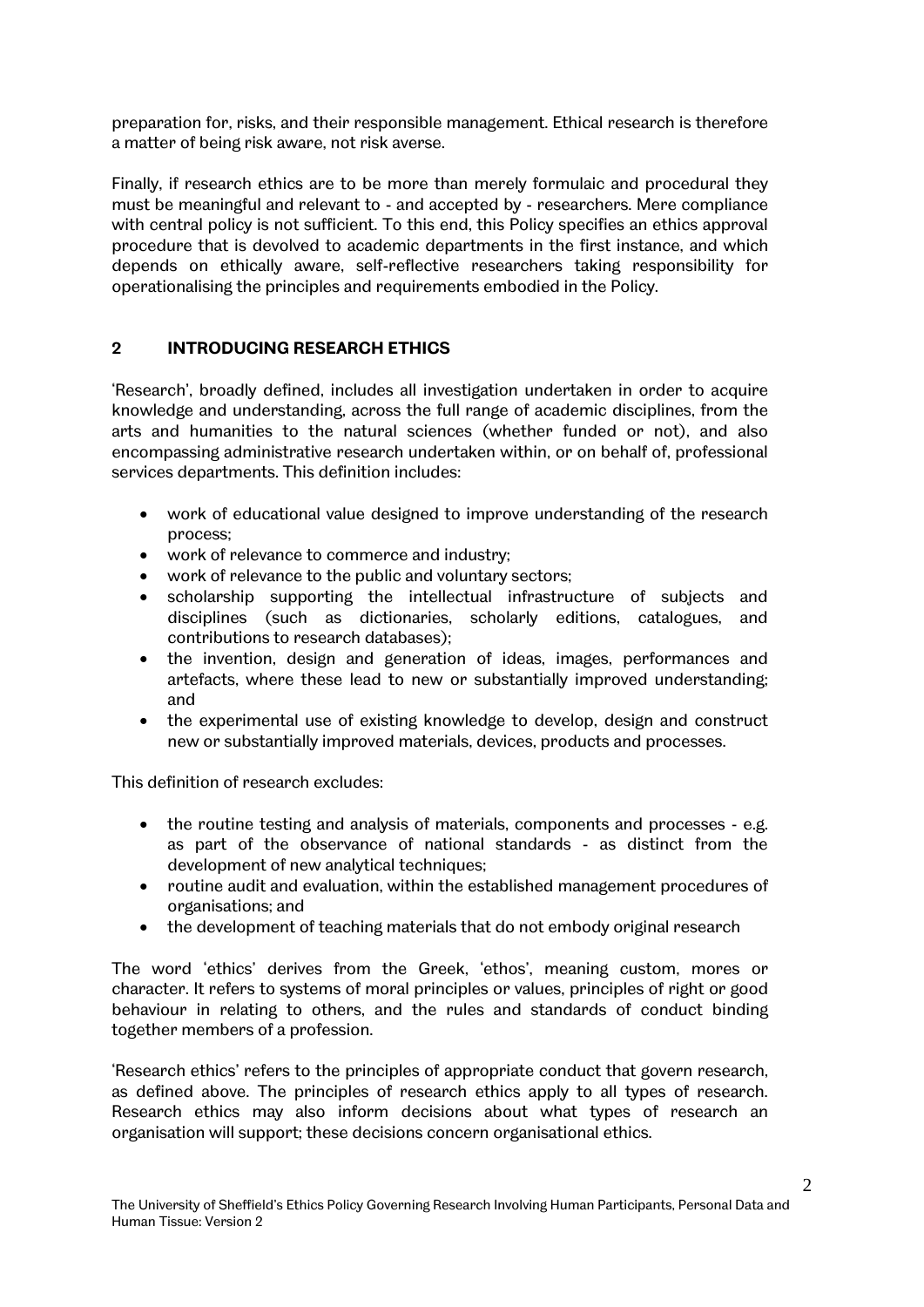preparation for, risks, and their responsible management. Ethical research is therefore a matter of being risk aware, not risk averse.

Finally, if research ethics are to be more than merely formulaic and procedural they must be meaningful and relevant to - and accepted by - researchers. Mere compliance with central policy is not sufficient. To this end, this Policy specifies an ethics approval procedure that is devolved to academic departments in the first instance, and which depends on ethically aware, self-reflective researchers taking responsibility for operationalising the principles and requirements embodied in the Policy.

## 2 INTRODUCING RESEARCH ETHICS

'Research', broadly defined, includes all investigation undertaken in order to acquire knowledge and understanding, across the full range of academic disciplines, from the arts and humanities to the natural sciences (whether funded or not), and also encompassing administrative research undertaken within, or on behalf of, professional services departments. This definition includes:

- work of educational value designed to improve understanding of the research process;
- work of relevance to commerce and industry;
- work of relevance to the public and voluntary sectors;
- scholarship supporting the intellectual infrastructure of subjects and disciplines (such as dictionaries, scholarly editions, catalogues, and contributions to research databases);
- the invention, design and generation of ideas, images, performances and artefacts, where these lead to new or substantially improved understanding; and
- the experimental use of existing knowledge to develop, design and construct new or substantially improved materials, devices, products and processes.

This definition of research excludes:

- the routine testing and analysis of materials, components and processes - e.g. as part of the observance of national standards - as distinct from the development of new analytical techniques;
- routine audit and evaluation, within the established management procedures of organisations; and
- the development of teaching materials that do not embody original research

The word 'ethics' derives from the Greek, 'ethos', meaning custom, mores or character. It refers to systems of moral principles or values, principles of right or good behaviour in relating to others, and the rules and standards of conduct binding together members of a profession.

'Research ethics' refers to the principles of appropriate conduct that govern research, as defined above. The principles of research ethics apply to all types of research. Research ethics may also inform decisions about what types of research an organisation will support; these decisions concern organisational ethics.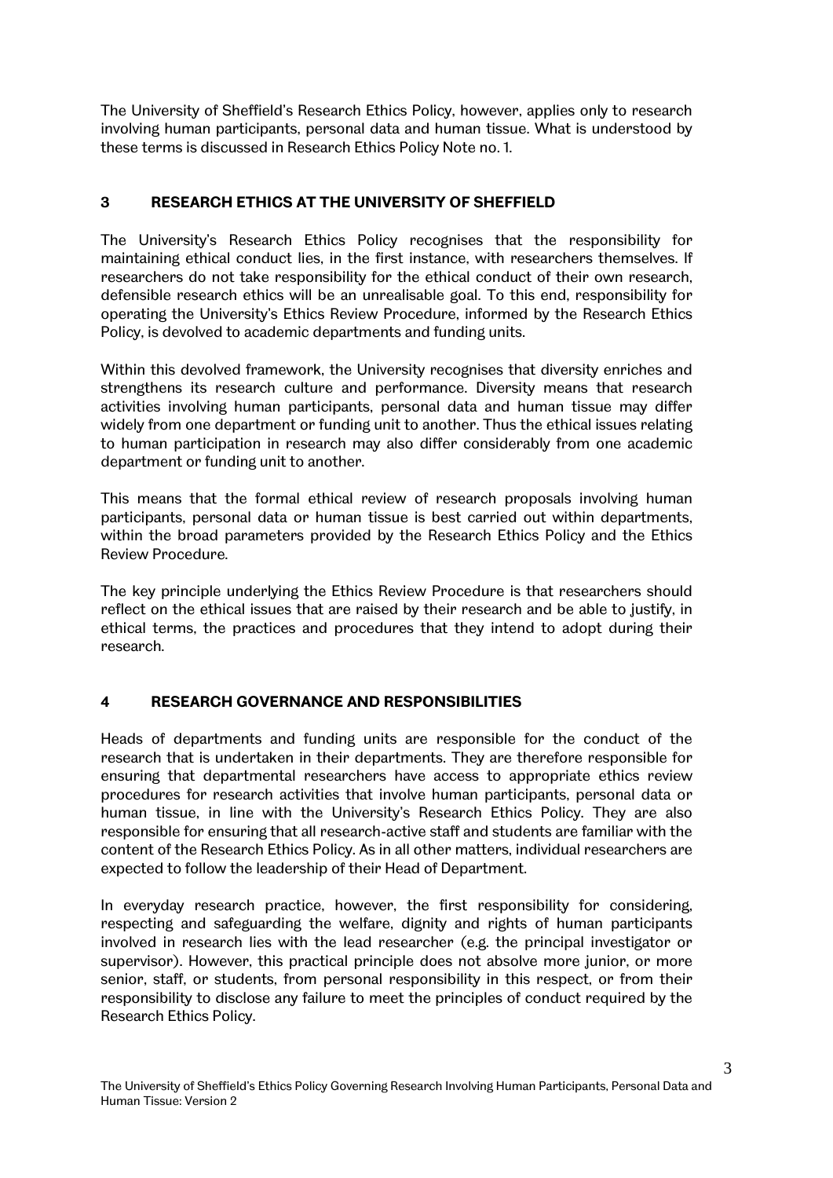The University of Sheffield's Research Ethics Policy, however, applies only to research involving human participants, personal data and human tissue. What is understood by these terms is discussed in Research Ethics Policy Note no. 1.

## 3 RESEARCH ETHICS AT THE UNIVERSITY OF SHEFFIELD

The University's Research Ethics Policy recognises that the responsibility for maintaining ethical conduct lies, in the first instance, with researchers themselves. If researchers do not take responsibility for the ethical conduct of their own research, defensible research ethics will be an unrealisable goal. To this end, responsibility for operating the University's Ethics Review Procedure, informed by the Research Ethics Policy, is devolved to academic departments and funding units.

Within this devolved framework, the University recognises that diversity enriches and strengthens its research culture and performance. Diversity means that research activities involving human participants, personal data and human tissue may differ widely from one department or funding unit to another. Thus the ethical issues relating to human participation in research may also differ considerably from one academic department or funding unit to another.

This means that the formal ethical review of research proposals involving human participants, personal data or human tissue is best carried out within departments, within the broad parameters provided by the Research Ethics Policy and the Ethics Review Procedure.

The key principle underlying the Ethics Review Procedure is that researchers should reflect on the ethical issues that are raised by their research and be able to justify, in ethical terms, the practices and procedures that they intend to adopt during their research.

## 4 RESEARCH GOVERNANCE AND RESPONSIBILITIES

Heads of departments and funding units are responsible for the conduct of the research that is undertaken in their departments. They are therefore responsible for ensuring that departmental researchers have access to appropriate ethics review procedures for research activities that involve human participants, personal data or human tissue, in line with the University's Research Ethics Policy. They are also responsible for ensuring that all research-active staff and students are familiar with the content of the Research Ethics Policy. As in all other matters, individual researchers are expected to follow the leadership of their Head of Department.

In everyday research practice, however, the first responsibility for considering, respecting and safeguarding the welfare, dignity and rights of human participants involved in research lies with the lead researcher (e.g. the principal investigator or supervisor). However, this practical principle does not absolve more junior, or more senior, staff, or students, from personal responsibility in this respect, or from their responsibility to disclose any failure to meet the principles of conduct required by the Research Ethics Policy.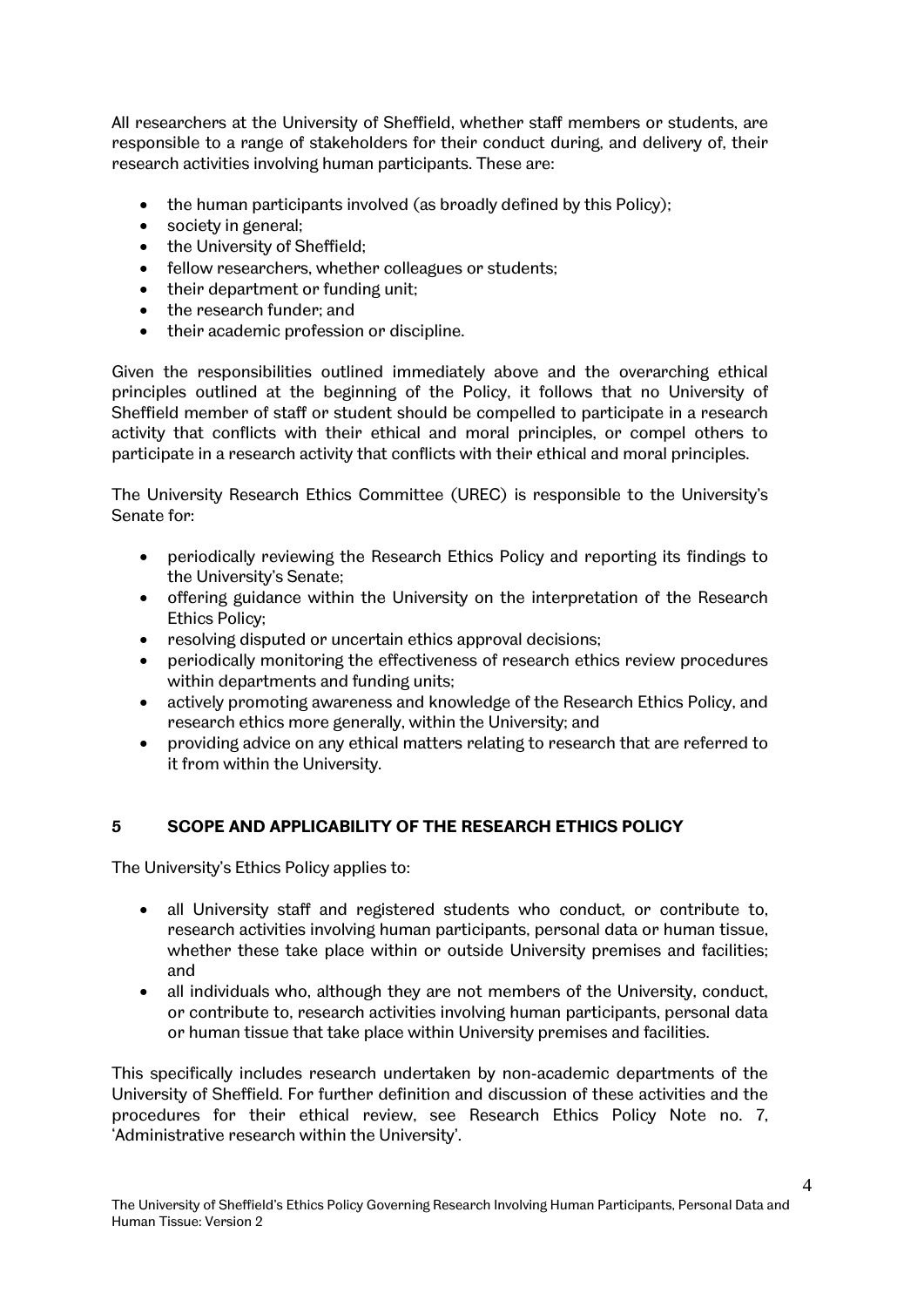All researchers at the University of Sheffield, whether staff members or students, are responsible to a range of stakeholders for their conduct during, and delivery of, their research activities involving human participants. These are:

- the human participants involved (as broadly defined by this Policy);
- society in general;
- the University of Sheffield;
- fellow researchers, whether colleagues or students;
- their department or funding unit;
- the research funder; and
- their academic profession or discipline.

Given the responsibilities outlined immediately above and the overarching ethical principles outlined at the beginning of the Policy, it follows that no University of Sheffield member of staff or student should be compelled to participate in a research activity that conflicts with their ethical and moral principles, or compel others to participate in a research activity that conflicts with their ethical and moral principles.

The University Research Ethics Committee (UREC) is responsible to the University's Senate for:

- periodically reviewing the Research Ethics Policy and reporting its findings to the University's Senate;
- offering guidance within the University on the interpretation of the Research Ethics Policy;
- resolving disputed or uncertain ethics approval decisions;
- periodically monitoring the effectiveness of research ethics review procedures within departments and funding units;
- actively promoting awareness and knowledge of the Research Ethics Policy, and research ethics more generally, within the University; and
- providing advice on any ethical matters relating to research that are referred to it from within the University.

## 5 SCOPE AND APPLICABILITY OF THE RESEARCH ETHICS POLICY

The University's Ethics Policy applies to:

- all University staff and registered students who conduct, or contribute to, research activities involving human participants, personal data or human tissue, whether these take place within or outside University premises and facilities; and
- all individuals who, although they are not members of the University, conduct, or contribute to, research activities involving human participants, personal data or human tissue that take place within University premises and facilities.

This specifically includes research undertaken by non-academic departments of the University of Sheffield. For further definition and discussion of these activities and the procedures for their ethical review, see Research Ethics Policy Note no. 7, 'Administrative research within the University'.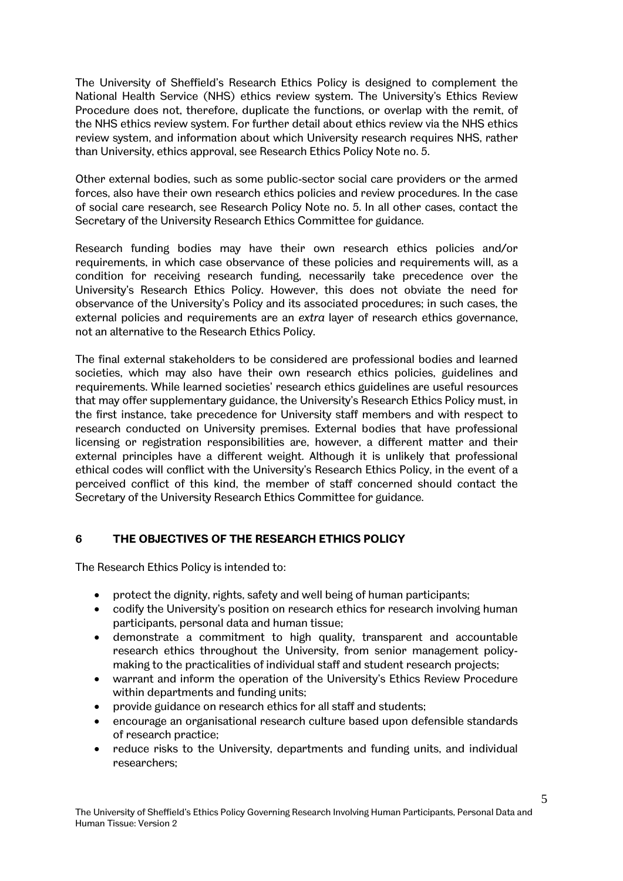The University of Sheffield's Research Ethics Policy is designed to complement the National Health Service (NHS) ethics review system. The University's Ethics Review Procedure does not, therefore, duplicate the functions, or overlap with the remit, of the NHS ethics review system. For further detail about ethics review via the NHS ethics review system, and information about which University research requires NHS, rather than University, ethics approval, see Research Ethics Policy Note no. 5.

Other external bodies, such as some public-sector social care providers or the armed forces, also have their own research ethics policies and review procedures. In the case of social care research, see Research Policy Note no. 5. In all other cases, contact the Secretary of the University Research Ethics Committee for guidance.

Research funding bodies may have their own research ethics policies and/or requirements, in which case observance of these policies and requirements will, as a condition for receiving research funding, necessarily take precedence over the University's Research Ethics Policy. However, this does not obviate the need for observance of the University's Policy and its associated procedures; in such cases, the external policies and requirements are an *extra* layer of research ethics governance, not an alternative to the Research Ethics Policy.

The final external stakeholders to be considered are professional bodies and learned societies, which may also have their own research ethics policies, guidelines and requirements. While learned societies' research ethics guidelines are useful resources that may offer supplementary guidance, the University's Research Ethics Policy must, in the first instance, take precedence for University staff members and with respect to research conducted on University premises. External bodies that have professional licensing or registration responsibilities are, however, a different matter and their external principles have a different weight. Although it is unlikely that professional ethical codes will conflict with the University's Research Ethics Policy, in the event of a perceived conflict of this kind, the member of staff concerned should contact the Secretary of the University Research Ethics Committee for guidance.

## 6 THE OBJECTIVES OF THE RESEARCH ETHICS POLICY

The Research Ethics Policy is intended to:

- protect the dignity, rights, safety and well being of human participants;
- codify the University's position on research ethics for research involving human participants, personal data and human tissue;
- demonstrate a commitment to high quality, transparent and accountable research ethics throughout the University, from senior management policy-making to the practicalities of individual staff and student research projects;
- warrant and inform the operation of the University's Ethics Review Procedure within departments and funding units;
- provide guidance on research ethics for all staff and students;
- encourage an organisational research culture based upon defensible standards of research practice;
- reduce risks to the University, departments and funding units, and individual researchers;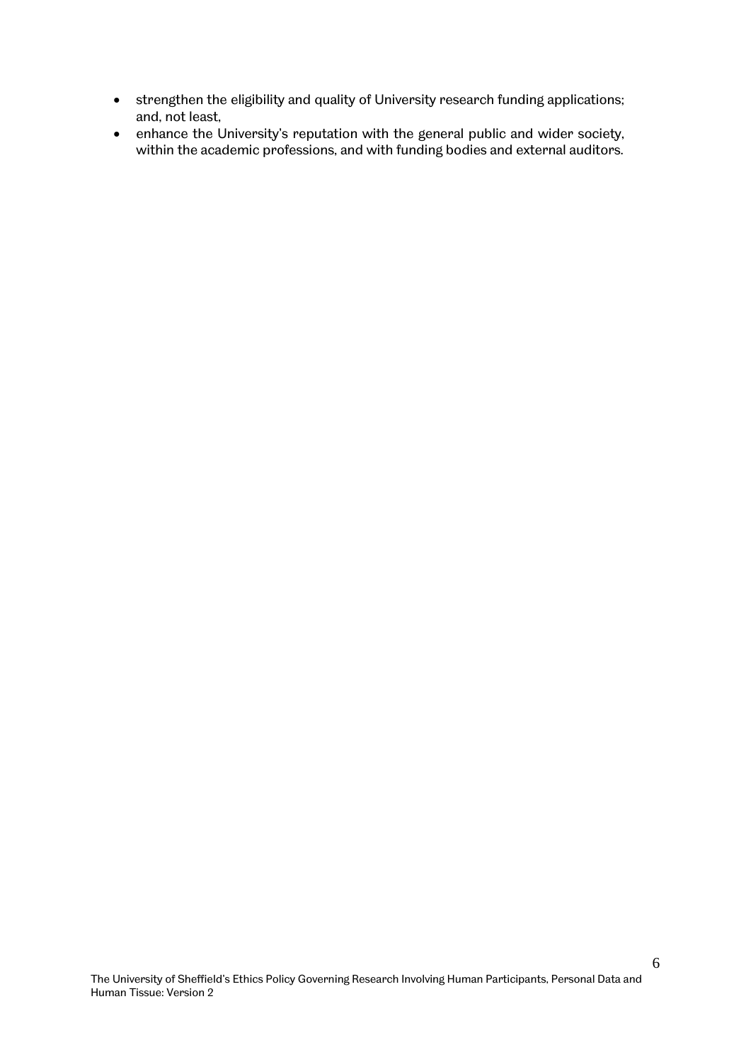- strengthen the eligibility and quality of University research funding applications; and, not least,
- enhance the University's reputation with the general public and wider society, within the academic professions, and with funding bodies and external auditors.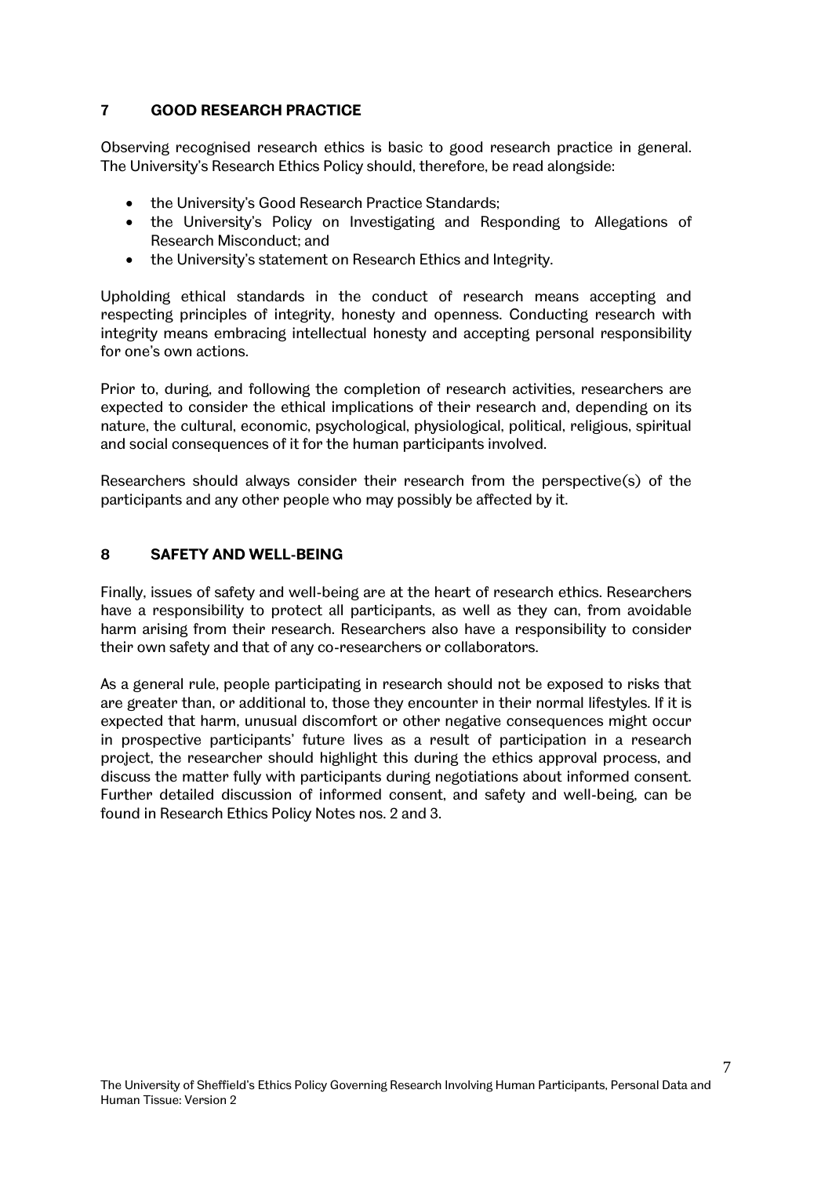## 7 GOOD RESEARCH PRACTICE

Observing recognised research ethics is basic to good research practice in general. The University's Research Ethics Policy should, therefore, be read alongside:

- the University's Good Research Practice Standards;
- the University's Policy on Investigating and Responding to Allegations of Research Misconduct; and
- the University's statement on Research Ethics and Integrity.

Upholding ethical standards in the conduct of research means accepting and respecting principles of integrity, honesty and openness. Conducting research with integrity means embracing intellectual honesty and accepting personal responsibility for one's own actions.

Prior to, during, and following the completion of research activities, researchers are expected to consider the ethical implications of their research and, depending on its nature, the cultural, economic, psychological, physiological, political, religious, spiritual and social consequences of it for the human participants involved.

Researchers should always consider their research from the perspective(s) of the participants and any other people who may possibly be affected by it.

## 8 SAFETY AND WELL-BEING

Finally, issues of safety and well-being are at the heart of research ethics. Researchers have a responsibility to protect all participants, as well as they can, from avoidable harm arising from their research. Researchers also have a responsibility to consider their own safety and that of any co-researchers or collaborators.

As a general rule, people participating in research should not be exposed to risks that are greater than, or additional to, those they encounter in their normal lifestyles. If it is expected that harm, unusual discomfort or other negative consequences might occur in prospective participants' future lives as a result of participation in a research project, the researcher should highlight this during the ethics approval process, and discuss the matter fully with participants during negotiations about informed consent. Further detailed discussion of informed consent, and safety and well-being, can be found in Research Ethics Policy Notes nos. 2 and 3.